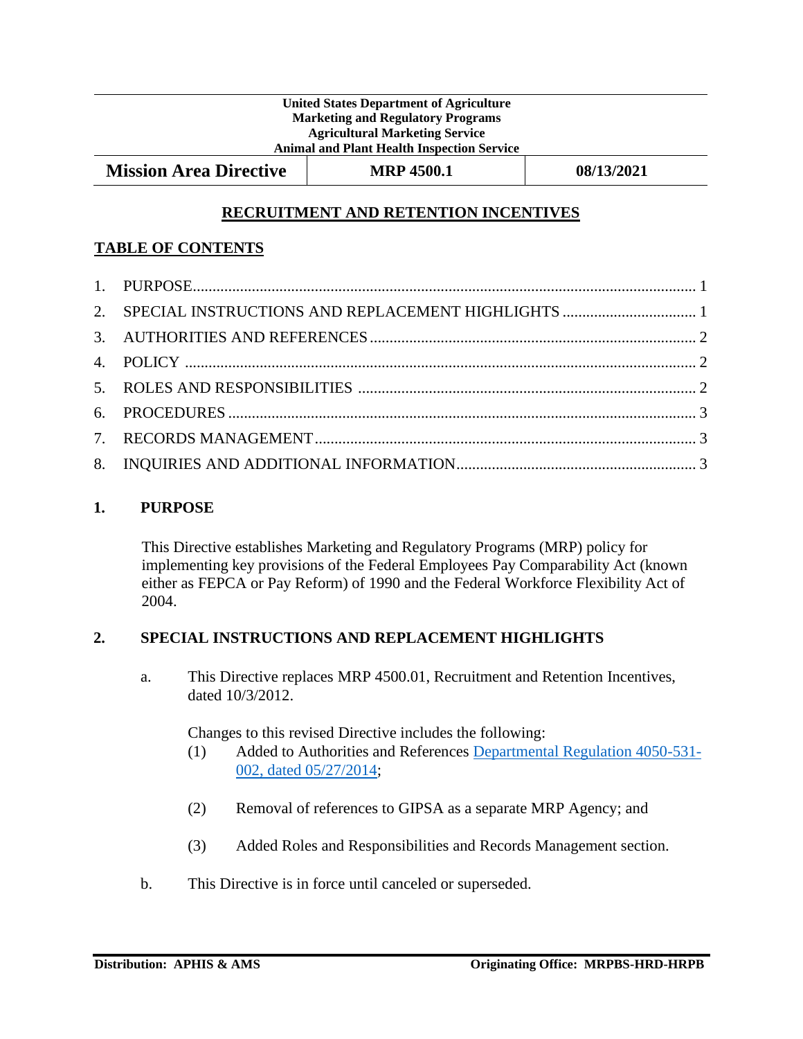**United States Department of Agriculture**
**Marketing and Regulatory Programs**
**Agricultural Marketing Service**
**Animal and Plant Health Inspection Service**

| **Mission Area Directive** | **MRP 4500.1** | **08/13/2021** |
|---|---|---|

# RECRUITMENT AND RETENTION INCENTIVES

## TABLE OF CONTENTS

1. PURPOSE ... 1
2. SPECIAL INSTRUCTIONS AND REPLACEMENT HIGHLIGHTS ... 1
3. AUTHORITIES AND REFERENCES ... 2
4. POLICY ... 2
5. ROLES AND RESPONSIBILITIES ... 2
6. PROCEDURES ... 3
7. RECORDS MANAGEMENT ... 3
8. INQUIRIES AND ADDITIONAL INFORMATION ... 3

## 1. PURPOSE

This Directive establishes Marketing and Regulatory Programs (MRP) policy for implementing key provisions of the Federal Employees Pay Comparability Act (known either as FEPCA or Pay Reform) of 1990 and the Federal Workforce Flexibility Act of 2004.

## 2. SPECIAL INSTRUCTIONS AND REPLACEMENT HIGHLIGHTS

a. This Directive replaces MRP 4500.01, Recruitment and Retention Incentives, dated 10/3/2012.

   Changes to this revised Directive includes the following:

   (1) Added to Authorities and References Departmental Regulation 4050-531-002, dated 05/27/2014;

   (2) Removal of references to GIPSA as a separate MRP Agency; and

   (3) Added Roles and Responsibilities and Records Management section.

b. This Directive is in force until canceled or superseded.

**Distribution: APHIS & AMS** | **Originating Office: MRPBS-HRD-HRPB**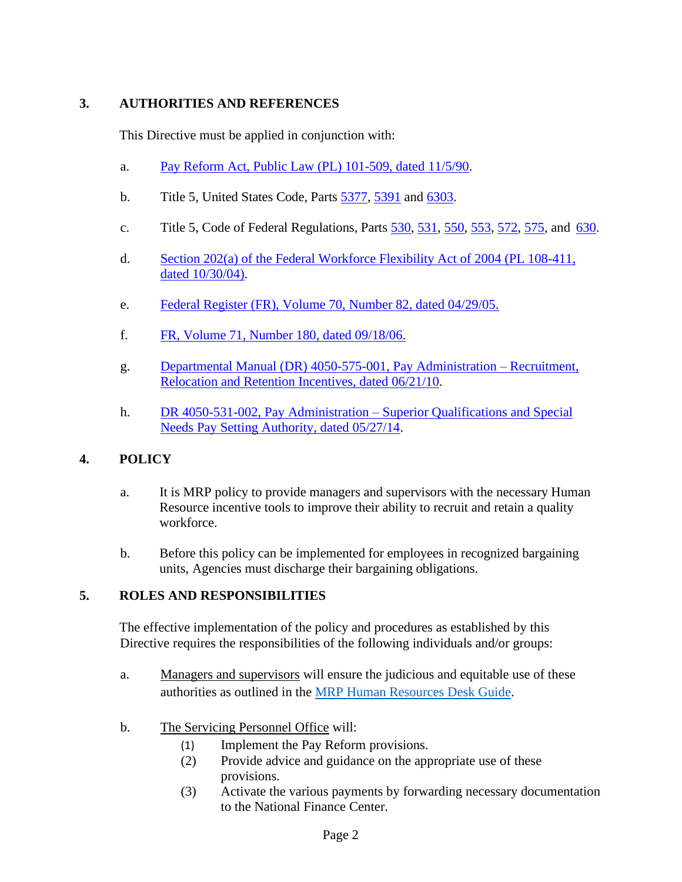## 3. AUTHORITIES AND REFERENCES

This Directive must be applied in conjunction with:

a. Pay Reform Act, Public Law (PL) 101-509, dated 11/5/90.

b. Title 5, United States Code, Parts 5377, 5391 and 6303.

c. Title 5, Code of Federal Regulations, Parts 530, 531, 550, 553, 572, 575, and 630.

d. Section 202(a) of the Federal Workforce Flexibility Act of 2004 (PL 108-411, dated 10/30/04).

e. Federal Register (FR), Volume 70, Number 82, dated 04/29/05.

f. FR, Volume 71, Number 180, dated 09/18/06.

g. Departmental Manual (DR) 4050-575-001, Pay Administration – Recruitment, Relocation and Retention Incentives, dated 06/21/10.

h. DR 4050-531-002, Pay Administration – Superior Qualifications and Special Needs Pay Setting Authority, dated 05/27/14.

## 4. POLICY

a. It is MRP policy to provide managers and supervisors with the necessary Human Resource incentive tools to improve their ability to recruit and retain a quality workforce.

b. Before this policy can be implemented for employees in recognized bargaining units, Agencies must discharge their bargaining obligations.

## 5. ROLES AND RESPONSIBILITIES

The effective implementation of the policy and procedures as established by this Directive requires the responsibilities of the following individuals and/or groups:

a. Managers and supervisors will ensure the judicious and equitable use of these authorities as outlined in the MRP Human Resources Desk Guide.

b. The Servicing Personnel Office will:

   (1) Implement the Pay Reform provisions.

   (2) Provide advice and guidance on the appropriate use of these provisions.

   (3) Activate the various payments by forwarding necessary documentation to the National Finance Center.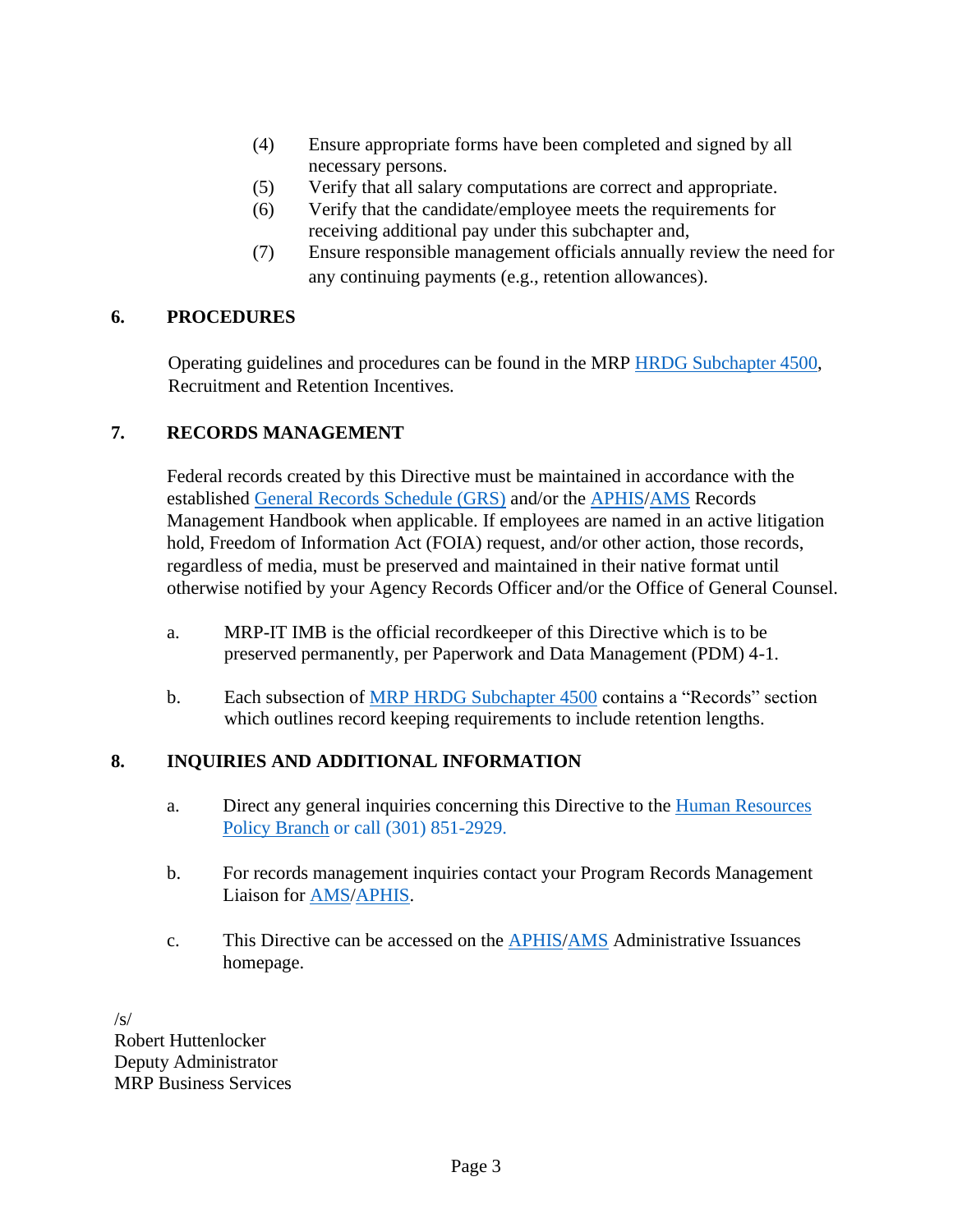(4) Ensure appropriate forms have been completed and signed by all necessary persons.
(5) Verify that all salary computations are correct and appropriate.
(6) Verify that the candidate/employee meets the requirements for receiving additional pay under this subchapter and,
(7) Ensure responsible management officials annually review the need for any continuing payments (e.g., retention allowances).

## 6. PROCEDURES

Operating guidelines and procedures can be found in the MRP HRDG Subchapter 4500, Recruitment and Retention Incentives.

## 7. RECORDS MANAGEMENT

Federal records created by this Directive must be maintained in accordance with the established General Records Schedule (GRS) and/or the APHIS/AMS Records Management Handbook when applicable. If employees are named in an active litigation hold, Freedom of Information Act (FOIA) request, and/or other action, those records, regardless of media, must be preserved and maintained in their native format until otherwise notified by your Agency Records Officer and/or the Office of General Counsel.

a. MRP-IT IMB is the official recordkeeper of this Directive which is to be preserved permanently, per Paperwork and Data Management (PDM) 4-1.

b. Each subsection of MRP HRDG Subchapter 4500 contains a "Records" section which outlines record keeping requirements to include retention lengths.

## 8. INQUIRIES AND ADDITIONAL INFORMATION

a. Direct any general inquiries concerning this Directive to the Human Resources Policy Branch or call (301) 851-2929.

b. For records management inquiries contact your Program Records Management Liaison for AMS/APHIS.

c. This Directive can be accessed on the APHIS/AMS Administrative Issuances homepage.

/s/
Robert Huttenlocker
Deputy Administrator
MRP Business Services